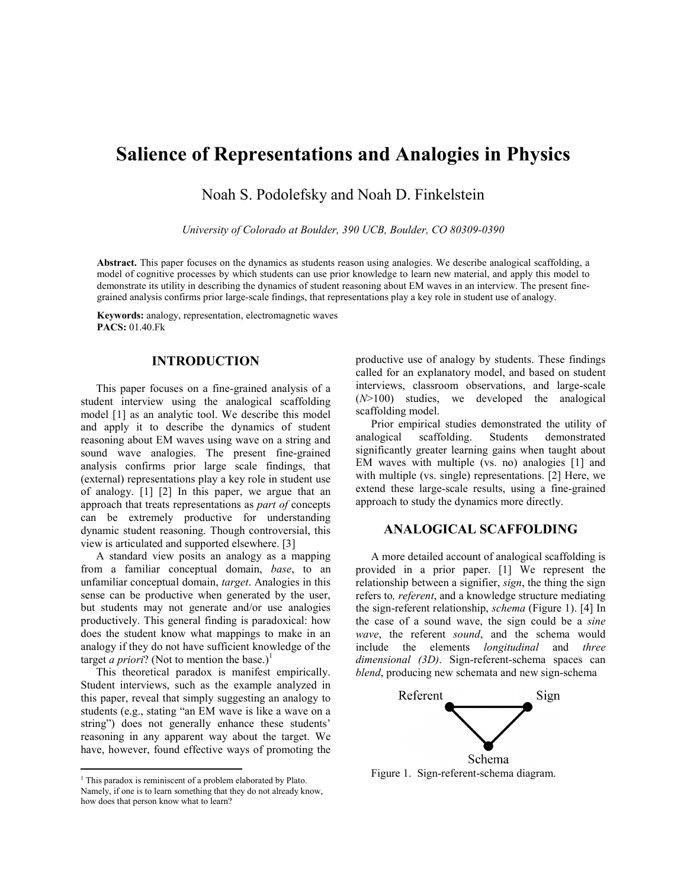# Salience of Representations and Analogies in Physics

Noah S. Podolefsky and Noah D. Finkelstein

*University of Colorado at Boulder, 390 UCB, Boulder, CO 80309-0390*

**Abstract.** This paper focuses on the dynamics as students reason using analogies. We describe analogical scaffolding, a model of cognitive processes by which students can use prior knowledge to learn new material, and apply this model to demonstrate its utility in describing the dynamics of student reasoning about EM waves in an interview. The present fine-grained analysis confirms prior large-scale findings, that representations play a key role in student use of analogy.

**Keywords:** analogy, representation, electromagnetic waves
**PACS:** 01.40.Fk

## INTRODUCTION

This paper focuses on a fine-grained analysis of a student interview using the analogical scaffolding model [1] as an analytic tool. We describe this model and apply it to describe the dynamics of student reasoning about EM waves using wave on a string and sound wave analogies. The present fine-grained analysis confirms prior large scale findings, that (external) representations play a key role in student use of analogy. [1] [2] In this paper, we argue that an approach that treats representations as *part of* concepts can be extremely productive for understanding dynamic student reasoning. Though controversial, this view is articulated and supported elsewhere. [3]

A standard view posits an analogy as a mapping from a familiar conceptual domain, *base*, to an unfamiliar conceptual domain, *target*. Analogies in this sense can be productive when generated by the user, but students may not generate and/or use analogies productively. This general finding is paradoxical: how does the student know what mappings to make in an analogy if they do not have sufficient knowledge of the target *a priori*? (Not to mention the base.)[1]

This theoretical paradox is manifest empirically. Student interviews, such as the example analyzed in this paper, reveal that simply suggesting an analogy to students (e.g., stating "an EM wave is like a wave on a string") does not generally enhance these students' reasoning in any apparent way about the target. We have, however, found effective ways of promoting the productive use of analogy by students. These findings called for an explanatory model, and based on student interviews, classroom observations, and large-scale ($N$>100) studies, we developed the analogical scaffolding model.

Prior empirical studies demonstrated the utility of analogical scaffolding. Students demonstrated significantly greater learning gains when taught about EM waves with multiple (vs. no) analogies [1] and with multiple (vs. single) representations. [2] Here, we extend these large-scale results, using a fine-grained approach to study the dynamics more directly.

## ANALOGICAL SCAFFOLDING

A more detailed account of analogical scaffolding is provided in a prior paper. [1] We represent the relationship between a signifier, *sign*, the thing the sign refers to*, referent*, and a knowledge structure mediating the sign-referent relationship, *schema* (Figure 1). [4] In the case of a sound wave, the sign could be a *sine wave*, the referent *sound*, and the schema would include the elements *longitudinal* and *three dimensional (3D)*. Sign-referent-schema spaces can *blend*, producing new schemata and new sign-schema

Referent

Sign

Schema

Figure 1. Sign-referent-schema diagram.

[1] This paradox is reminiscent of a problem elaborated by Plato. Namely, if one is to learn something that they do not already know, how does that person know what to learn?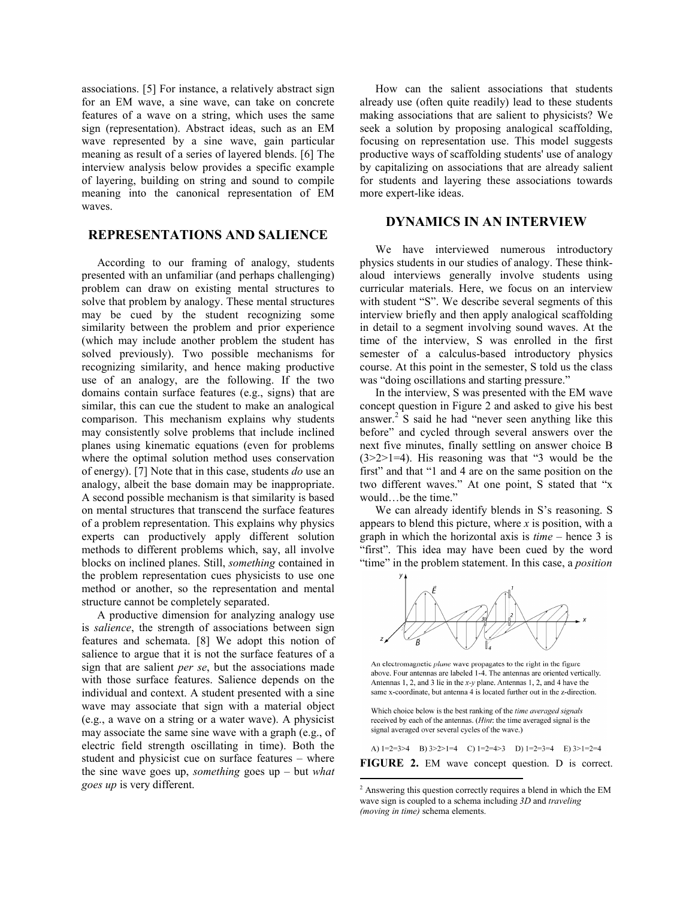associations. [5] For instance, a relatively abstract sign for an EM wave, a sine wave, can take on concrete features of a wave on a string, which uses the same sign (representation). Abstract ideas, such as an EM wave represented by a sine wave, gain particular meaning as result of a series of layered blends. [6] The interview analysis below provides a specific example of layering, building on string and sound to compile meaning into the canonical representation of EM waves.

## REPRESENTATIONS AND SALIENCE

According to our framing of analogy, students presented with an unfamiliar (and perhaps challenging) problem can draw on existing mental structures to solve that problem by analogy. These mental structures may be cued by the student recognizing some similarity between the problem and prior experience (which may include another problem the student has solved previously). Two possible mechanisms for recognizing similarity, and hence making productive use of an analogy, are the following. If the two domains contain surface features (e.g., signs) that are similar, this can cue the student to make an analogical comparison. This mechanism explains why students may consistently solve problems that include inclined planes using kinematic equations (even for problems where the optimal solution method uses conservation of energy). [7] Note that in this case, students *do* use an analogy, albeit the base domain may be inappropriate. A second possible mechanism is that similarity is based on mental structures that transcend the surface features of a problem representation. This explains why physics experts can productively apply different solution methods to different problems which, say, all involve blocks on inclined planes. Still, *something* contained in the problem representation cues physicists to use one method or another, so the representation and mental structure cannot be completely separated.

A productive dimension for analyzing analogy use is *salience*, the strength of associations between sign features and schemata. [8] We adopt this notion of salience to argue that it is not the surface features of a sign that are salient *per se*, but the associations made with those surface features. Salience depends on the individual and context. A student presented with a sine wave may associate that sign with a material object (e.g., a wave on a string or a water wave). A physicist may associate the same sine wave with a graph (e.g., of electric field strength oscillating in time). Both the student and physicist cue on surface features – where the sine wave goes up, *something* goes up – but *what goes up* is very different.

How can the salient associations that students already use (often quite readily) lead to these students making associations that are salient to physicists? We seek a solution by proposing analogical scaffolding, focusing on representation use. This model suggests productive ways of scaffolding students' use of analogy by capitalizing on associations that are already salient for students and layering these associations towards more expert-like ideas.

## DYNAMICS IN AN INTERVIEW

We have interviewed numerous introductory physics students in our studies of analogy. These think-aloud interviews generally involve students using curricular materials. Here, we focus on an interview with student "S". We describe several segments of this interview briefly and then apply analogical scaffolding in detail to a segment involving sound waves. At the time of the interview, S was enrolled in the first semester of a calculus-based introductory physics course. At this point in the semester, S told us the class was "doing oscillations and starting pressure."

In the interview, S was presented with the EM wave concept question in Figure 2 and asked to give his best answer.[2] S said he had "never seen anything like this before" and cycled through several answers over the next five minutes, finally settling on answer choice B (3>2>1=4). His reasoning was that "3 would be the first" and that "1 and 4 are on the same position on the two different waves." At one point, S stated that "x would…be the time."

We can already identify blends in S's reasoning. S appears to blend this picture, where *x* is position, with a graph in which the horizontal axis is *time* – hence 3 is "first". This idea may have been cued by the word "time" in the problem statement. In this case, a *position*

y
E
B
x
z
1
2
3
4

An electromagnetic *plane* wave propagates to the right in the figure above. Four antennas are labeled 1-4. The antennas are oriented vertically. Antennas 1, 2, and 3 lie in the *x-y* plane. Antennas 1, 2, and 4 have the same x-coordinate, but antenna 4 is located further out in the z-direction.

Which choice below is the best ranking of the *time averaged signals* received by each of the antennas. (*Hint*: the time averaged signal is the signal averaged over several cycles of the wave.)

A) 1=2=3>4 B) 3>2>1=4 C) 1=2=4>3 D) 1=2=3=4 E) 3>1=2=4

**FIGURE 2.** EM wave concept question. D is correct.

[2] Answering this question correctly requires a blend in which the EM wave sign is coupled to a schema including *3D* and *traveling (moving in time)* schema elements.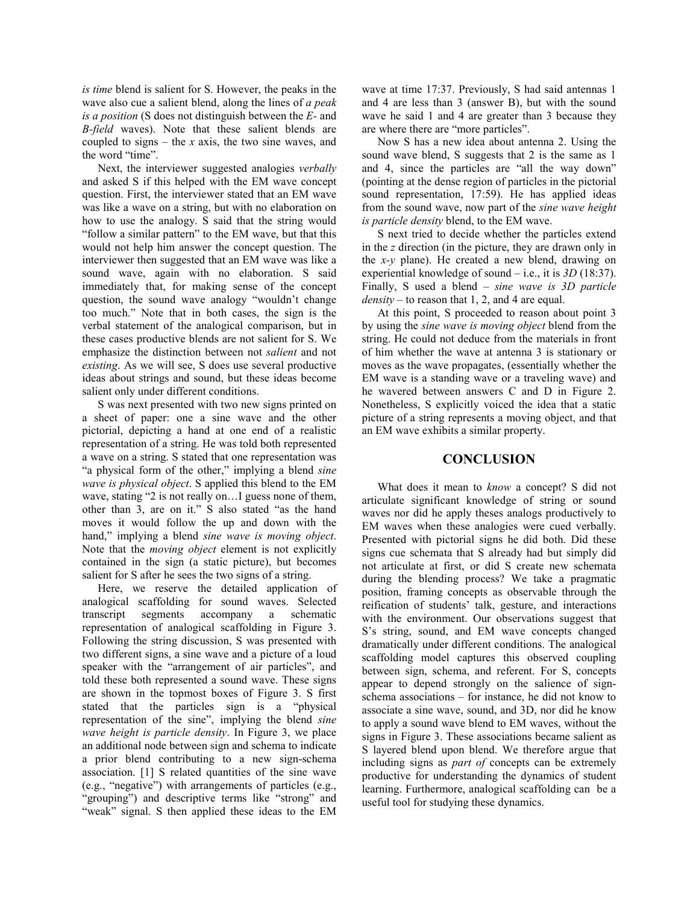*is time* blend is salient for S. However, the peaks in the wave also cue a salient blend, along the lines of *a peak is a position* (S does not distinguish between the *E*- and *B-field* waves). Note that these salient blends are coupled to signs – the *x* axis, the two sine waves, and the word "time".

Next, the interviewer suggested analogies *verbally* and asked S if this helped with the EM wave concept question. First, the interviewer stated that an EM wave was like a wave on a string, but with no elaboration on how to use the analogy. S said that the string would "follow a similar pattern" to the EM wave, but that this would not help him answer the concept question. The interviewer then suggested that an EM wave was like a sound wave, again with no elaboration. S said immediately that, for making sense of the concept question, the sound wave analogy "wouldn't change too much." Note that in both cases, the sign is the verbal statement of the analogical comparison, but in these cases productive blends are not salient for S. We emphasize the distinction between not *salient* and not *existing*. As we will see, S does use several productive ideas about strings and sound, but these ideas become salient only under different conditions.

S was next presented with two new signs printed on a sheet of paper: one a sine wave and the other pictorial, depicting a hand at one end of a realistic representation of a string. He was told both represented a wave on a string. S stated that one representation was "a physical form of the other," implying a blend *sine wave is physical object*. S applied this blend to the EM wave, stating "2 is not really on…I guess none of them, other than 3, are on it." S also stated "as the hand moves it would follow the up and down with the hand," implying a blend *sine wave is moving object*. Note that the *moving object* element is not explicitly contained in the sign (a static picture), but becomes salient for S after he sees the two signs of a string.

Here, we reserve the detailed application of analogical scaffolding for sound waves. Selected transcript segments accompany a schematic representation of analogical scaffolding in Figure 3. Following the string discussion, S was presented with two different signs, a sine wave and a picture of a loud speaker with the "arrangement of air particles", and told these both represented a sound wave. These signs are shown in the topmost boxes of Figure 3. S first stated that the particles sign is a "physical representation of the sine", implying the blend *sine wave height is particle density*. In Figure 3, we place an additional node between sign and schema to indicate a prior blend contributing to a new sign-schema association. [1] S related quantities of the sine wave (e.g., "negative") with arrangements of particles (e.g., "grouping") and descriptive terms like "strong" and "weak" signal. S then applied these ideas to the EM wave at time 17:37. Previously, S had said antennas 1 and 4 are less than 3 (answer B), but with the sound wave he said 1 and 4 are greater than 3 because they are where there are "more particles".

Now S has a new idea about antenna 2. Using the sound wave blend, S suggests that 2 is the same as 1 and 4, since the particles are "all the way down" (pointing at the dense region of particles in the pictorial sound representation, 17:59). He has applied ideas from the sound wave, now part of the *sine wave height is particle density* blend, to the EM wave.

S next tried to decide whether the particles extend in the *z* direction (in the picture, they are drawn only in the *x-y* plane). He created a new blend, drawing on experiential knowledge of sound – i.e., it is *3D* (18:37). Finally, S used a blend – *sine wave is 3D particle density* – to reason that 1, 2, and 4 are equal.

At this point, S proceeded to reason about point 3 by using the *sine wave is moving object* blend from the string. He could not deduce from the materials in front of him whether the wave at antenna 3 is stationary or moves as the wave propagates, (essentially whether the EM wave is a standing wave or a traveling wave) and he wavered between answers C and D in Figure 2. Nonetheless, S explicitly voiced the idea that a static picture of a string represents a moving object, and that an EM wave exhibits a similar property.

## CONCLUSION

What does it mean to *know* a concept? S did not articulate significant knowledge of string or sound waves nor did he apply theses analogs productively to EM waves when these analogies were cued verbally. Presented with pictorial signs he did both. Did these signs cue schemata that S already had but simply did not articulate at first, or did S create new schemata during the blending process? We take a pragmatic position, framing concepts as observable through the reification of students' talk, gesture, and interactions with the environment. Our observations suggest that S's string, sound, and EM wave concepts changed dramatically under different conditions. The analogical scaffolding model captures this observed coupling between sign, schema, and referent. For S, concepts appear to depend strongly on the salience of sign-schema associations – for instance, he did not know to associate a sine wave, sound, and 3D, nor did he know to apply a sound wave blend to EM waves, without the signs in Figure 3. These associations became salient as S layered blend upon blend. We therefore argue that including signs as *part of* concepts can be extremely productive for understanding the dynamics of student learning. Furthermore, analogical scaffolding can be a useful tool for studying these dynamics.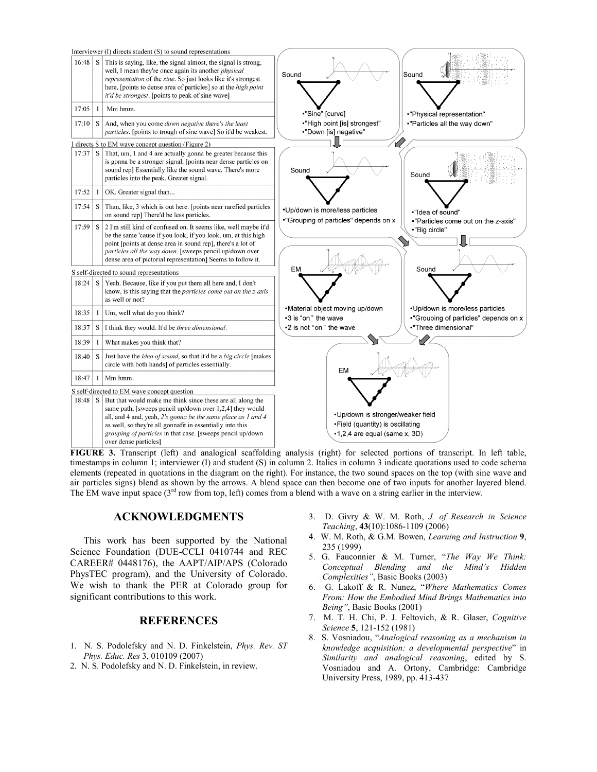Interviewer (I) directs student (S) to sound representations

| | | |
|---|---|---|
| 16:48 | S | This is saying, like, the signal almost, the signal is strong, well, I mean they're once again its another *physical representaiton* of the *sine*. So just looks like it's strongest here, [points to dense area of particles] so at the *high point it'd be strongest*. [points to peak of sine wave] |
| 17:05 | I | Mm hmm. |
| 17:10 | S | And, when you come *down negative there's the least particles*. [points to trough of sine wave] So it'd be weakest. |
| I directs S to EM wave concept question (Figure 2) | | |
| 17:37 | S | That, um, 1 and 4 are actually gonna be greater because this is gonna be a stronger signal. [points near dense particles on sound rep] Essentially like the sound wave. There's more particles into the peak. Greater signal. |
| 17:52 | I | OK. Greater signal than... |
| 17:54 | S | Than, like, 3 which is out here. [points near rarefied particles on sound rep] There'd be less particles. |
| 17:59 | S | 2 I'm still kind of confused on. It seems like, well maybe it'd be the same 'cause if you look, if you look, um, at this high point [points at dense area in sound rep], there's a lot of *particles all the way down*. [sweeps pencil up/down over dense area of pictorial representation] Seems to follow it. |
| S self-directed to sound representations | | |
| 18:24 | S | Yeah. Because, like if you put them all here and, I don't know, is this saying that the *particles come out on the z-axis* as well or not? |
| 18:35 | I | Um, well what do you think? |
| 18:37 | S | I think they would. It'd be *three dimensional*. |
| 18:39 | I | What makes you think that? |
| 18:40 | S | Just have the *idea of sound*, so that it'd be a *big circle* [makes circle with both hands] of particles essentially. |
| 18:47 | I | Mm hmm. |
| S self-directed to EM wave concept question | | |
| 18:48 | S | But that would make me think since these are all along the same path, [sweeps pencil up/down over 1,2,4] they would all, and 4 and, yeah, *2's gonna be the same place as 1 and 4* as well, so they're all gonnafit in essentially into this *grouping of particles* in that case. [sweeps pencil up/down over dense particles] |

Sound
•"Sine" [curve]
•"High point [is] strongest"
•"Down [is] negative"

Sound
•"Physical representation"
•"Particles all the way down"

Sound
•Up/down is more/less particles
•"Grouping of particles" depends on x

Sound
•"Idea of sound"
•"Particles come out on the z-axis"
•"Big circle"

EM
•Material object moving up/down
•3 is "on" the wave
•2 is not "on" the wave

Sound
•Up/down is more/less particles
•"Grouping of particles" depends on x
•"Three dimensional"

EM
•Up/down is stronger/weaker field
•Field (quantity) is oscillating
•1,2,4 are equal (same x, 3D)

**FIGURE 3.** Transcript (left) and analogical scaffolding analysis (right) for selected portions of transcript. In left table, timestamps in column 1; interviewer (I) and student (S) in column 2. Italics in column 3 indicate quotations used to code schema elements (repeated in quotations in the diagram on the right). For instance, the two sound spaces on the top (with sine wave and air particles signs) blend as shown by the arrows. A blend space can then become one of two inputs for another layered blend. The EM wave input space (3rd row from top, left) comes from a blend with a wave on a string earlier in the interview.

## ACKNOWLEDGMENTS

This work has been supported by the National Science Foundation (DUE-CCLI 0410744 and REC CAREER# 0448176), the AAPT/AIP/APS (Colorado PhysTEC program), and the University of Colorado. We wish to thank the PER at Colorado group for significant contributions to this work.

## REFERENCES

1. N. S. Podolefsky and N. D. Finkelstein, *Phys. Rev. ST Phys. Educ. Res* 3, 010109 (2007)
2. N. S. Podolefsky and N. D. Finkelstein, in review.
3. D. Givry & W. M. Roth, *J. of Research in Science Teaching*, **43**(10):1086-1109 (2006)
4. W. M. Roth, & G.M. Bowen, *Learning and Instruction* **9**, 235 (1999)
5. G. Fauconnier & M. Turner, "*The Way We Think: Conceptual Blending and the Mind's Hidden Complexities"*, Basic Books (2003)
6. G. Lakoff & R. Nunez, "*Where Mathematics Comes From: How the Embodied Mind Brings Mathematics into Being"*, Basic Books (2001)
7. M. T. H. Chi, P. J. Feltovich, & R. Glaser, *Cognitive Science* **5**, 121-152 (1981)
8. S. Vosniadou, "*Analogical reasoning as a mechanism in knowledge acquisition: a developmental perspective*" in *Similarity and analogical reasoning*, edited by S. Vosniadou and A. Ortony, Cambridge: Cambridge University Press, 1989, pp. 413-437